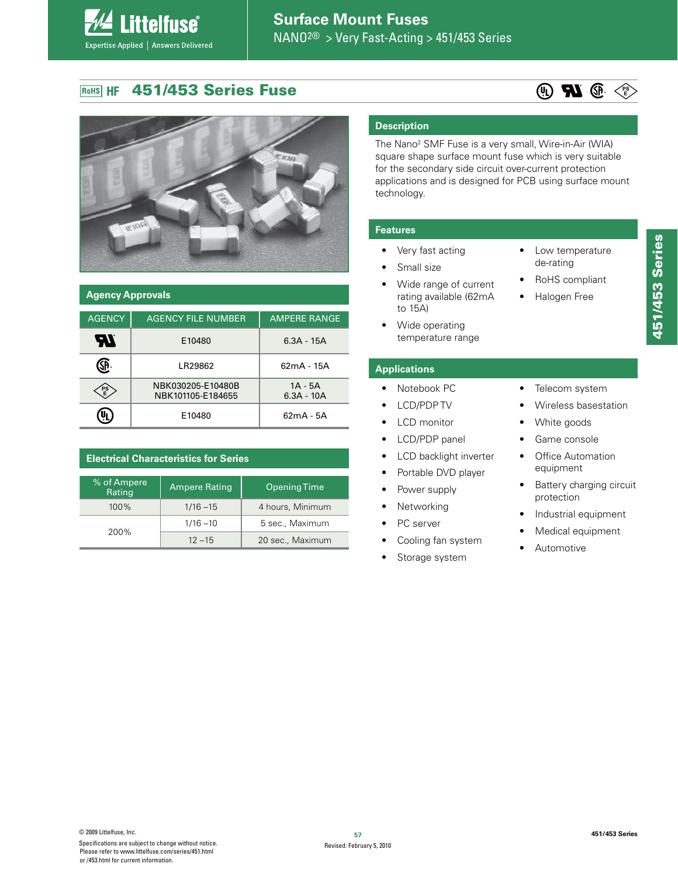# Surface Mount Fuses

NANO2® > Very Fast-Acting > 451/453 Series

## 451/453 Series Fuse

RoHS HF

## Agency Approvals

| AGENCY | AGENCY FILE NUMBER | AMPERE RANGE |
|---|---|---|
| UR | E10480 | 6.3A - 15A |
| CSA | LR29862 | 62mA - 15A |
| PSE | NBK030205-E10480B<br>NBK101105-E184655 | 1A - 5A<br>6.3A - 10A |
| UL | E10480 | 62mA - 5A |

## Electrical Characteristics for Series

| % of Ampere Rating | Ampere Rating | Opening Time |
|---|---|---|
| 100% | 1/16 –15 | 4 hours, Minimum |
| 200% | 1/16 –10 | 5 sec., Maximum |
| | 12 –15 | 20 sec., Maximum |

## Description

The Nano² SMF Fuse is a very small, Wire-in-Air (WIA) square shape surface mount fuse which is very suitable for the secondary side circuit over-current protection applications and is designed for PCB using surface mount technology.

## Features

- Very fast acting
- Small size
- Wide range of current rating available (62mA to 15A)
- Wide operating temperature range
- Low temperature de-rating
- RoHS compliant
- Halogen Free

## Applications

- Notebook PC
- LCD/PDP TV
- LCD monitor
- LCD/PDP panel
- LCD backlight inverter
- Portable DVD player
- Power supply
- Networking
- PC server
- Cooling fan system
- Storage system
- Telecom system
- Wireless basestation
- White goods
- Game console
- Office Automation equipment
- Battery charging circuit protection
- Industrial equipment
- Medical equipment
- Automotive

© 2009 Littelfuse, Inc.
Specifications are subject to change without notice.
Please refer to www.littelfuse.com/series/451.html or /453.html for current information.

Revised: February 5, 2010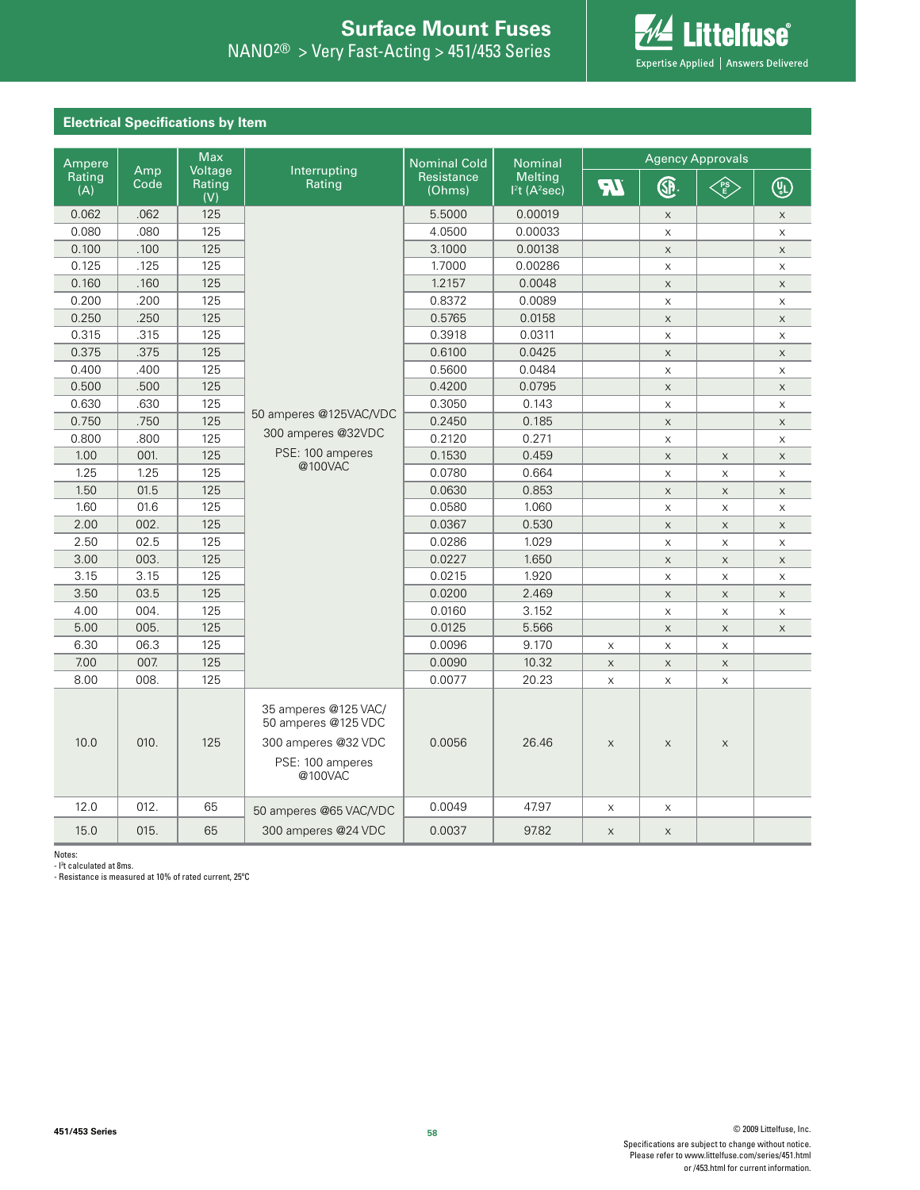## Electrical Specifications by Item

| Ampere Rating (A) | Amp Code | Max Voltage Rating (V) | Interrupting Rating | Nominal Cold Resistance (Ohms) | Nominal Melting $I^2t$ ($A^2sec$) | Agency Approvals | | | |
|---|---|---|---|---|---|---|---|---|---|
| | | | | | | UR | CSA | PSE | UL |
| 0.062 | .062 | 125 | 50 amperes @125VAC/VDC<br>300 amperes @32VDC<br>PSE: 100 amperes @100VAC | 5.5000 | 0.00019 | | x | | x |
| 0.080 | .080 | 125 | | 4.0500 | 0.00033 | | x | | x |
| 0.100 | .100 | 125 | | 3.1000 | 0.00138 | | x | | x |
| 0.125 | .125 | 125 | | 1.7000 | 0.00286 | | x | | x |
| 0.160 | .160 | 125 | | 1.2157 | 0.0048 | | x | | x |
| 0.200 | .200 | 125 | | 0.8372 | 0.0089 | | x | | x |
| 0.250 | .250 | 125 | | 0.5765 | 0.0158 | | x | | x |
| 0.315 | .315 | 125 | | 0.3918 | 0.0311 | | x | | x |
| 0.375 | .375 | 125 | | 0.6100 | 0.0425 | | x | | x |
| 0.400 | .400 | 125 | | 0.5600 | 0.0484 | | x | | x |
| 0.500 | .500 | 125 | | 0.4200 | 0.0795 | | x | | x |
| 0.630 | .630 | 125 | | 0.3050 | 0.143 | | x | | x |
| 0.750 | .750 | 125 | | 0.2450 | 0.185 | | x | | x |
| 0.800 | .800 | 125 | | 0.2120 | 0.271 | | x | | x |
| 1.00 | 001. | 125 | | 0.1530 | 0.459 | | x | x | x |
| 1.25 | 1.25 | 125 | | 0.0780 | 0.664 | | x | x | x |
| 1.50 | 01.5 | 125 | | 0.0630 | 0.853 | | x | x | x |
| 1.60 | 01.6 | 125 | | 0.0580 | 1.060 | | x | x | x |
| 2.00 | 002. | 125 | | 0.0367 | 0.530 | | x | x | x |
| 2.50 | 02.5 | 125 | | 0.0286 | 1.029 | | x | x | x |
| 3.00 | 003. | 125 | | 0.0227 | 1.650 | | x | x | x |
| 3.15 | 3.15 | 125 | | 0.0215 | 1.920 | | x | x | x |
| 3.50 | 03.5 | 125 | | 0.0200 | 2.469 | | x | x | x |
| 4.00 | 004. | 125 | | 0.0160 | 3.152 | | x | x | x |
| 5.00 | 005. | 125 | | 0.0125 | 5.566 | | x | x | x |
| 6.30 | 06.3 | 125 | | 0.0096 | 9.170 | x | x | x | |
| 7.00 | 007. | 125 | | 0.0090 | 10.32 | x | x | x | |
| 8.00 | 008. | 125 | | 0.0077 | 20.23 | x | x | x | |
| 10.0 | 010. | 125 | 35 amperes @125 VAC/<br>50 amperes @125 VDC<br>300 amperes @32 VDC<br>PSE: 100 amperes @100VAC | 0.0056 | 26.46 | x | x | x | |
| 12.0 | 012. | 65 | 50 amperes @65 VAC/VDC<br>300 amperes @24 VDC | 0.0049 | 47.97 | x | x | | |
| 15.0 | 015. | 65 | | 0.0037 | 97.82 | x | x | | |

Notes:
- $I^2t$ calculated at 8ms.
- Resistance is measured at 10% of rated current, 25°C

© 2009 Littelfuse, Inc.
Specifications are subject to change without notice.
Please refer to www.littelfuse.com/series/451.html or /453.html for current information.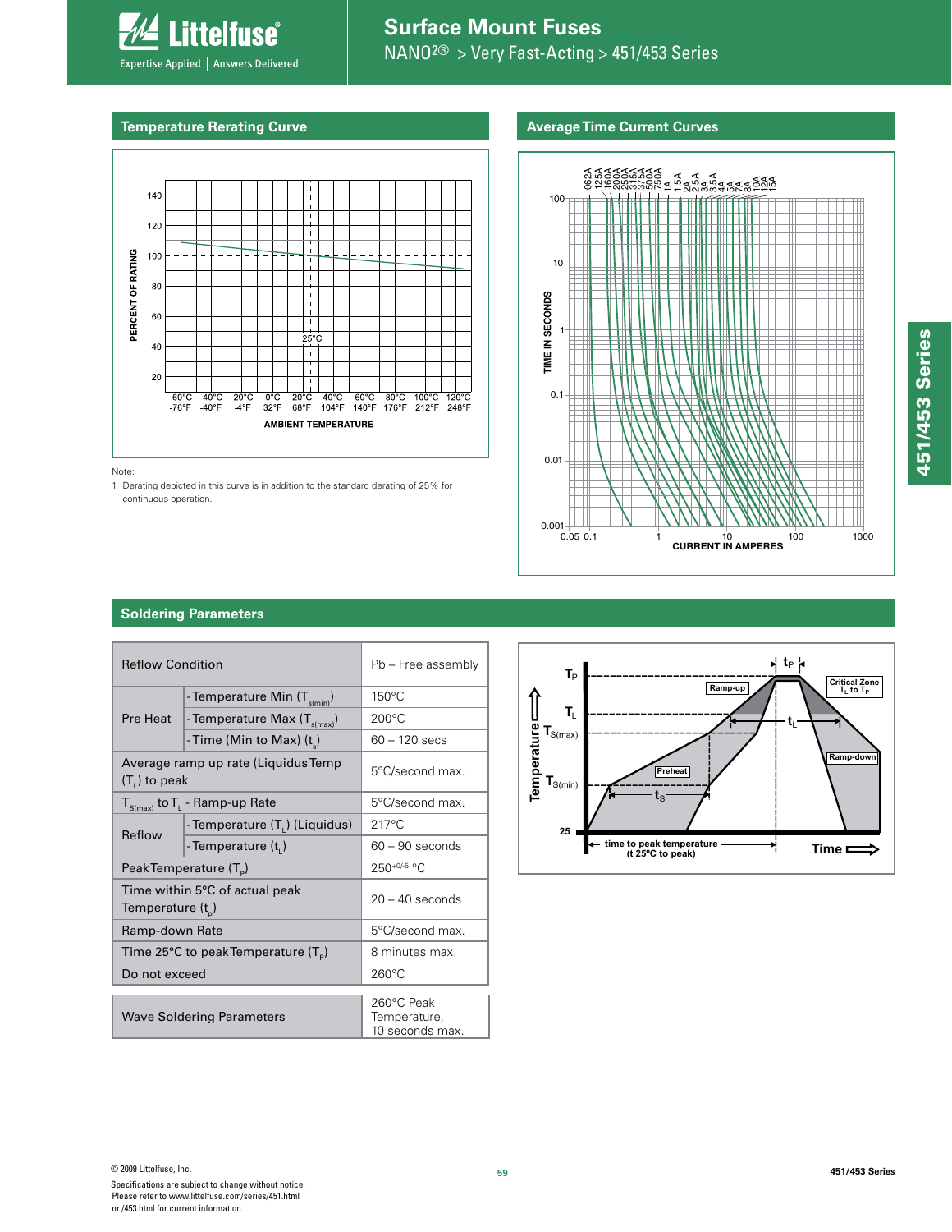## Temperature Rerating Curve

Note:

1. Derating depicted in this curve is in addition to the standard derating of 25% for continuous operation.

## Average Time Current Curves

## Soldering Parameters

| Reflow Condition | | Pb – Free assembly |
|---|---|---|
| Pre Heat | - Temperature Min ($T_{s(min)}$) | 150°C |
| | - Temperature Max ($T_{s(max)}$) | 200°C |
| | - Time (Min to Max) ($t_s$) | 60 – 120 secs |
| Average ramp up rate (Liquidus Temp ($T_L$) to peak | | 5°C/second max. |
| $T_{S(max)}$ to $T_L$ - Ramp-up Rate | | 5°C/second max. |
| Reflow | - Temperature ($T_L$) (Liquidus) | 217°C |
| | - Temperature ($t_L$) | 60 – 90 seconds |
| Peak Temperature ($T_P$) | | $250^{+0/-5}$ °C |
| Time within 5°C of actual peak Temperature ($t_p$) | | 20 – 40 seconds |
| Ramp-down Rate | | 5°C/second max. |
| Time 25°C to peak Temperature ($T_P$) | | 8 minutes max. |
| Do not exceed | | 260°C |

| Wave Soldering Parameters | 260°C Peak Temperature, 10 seconds max. |
|---|---|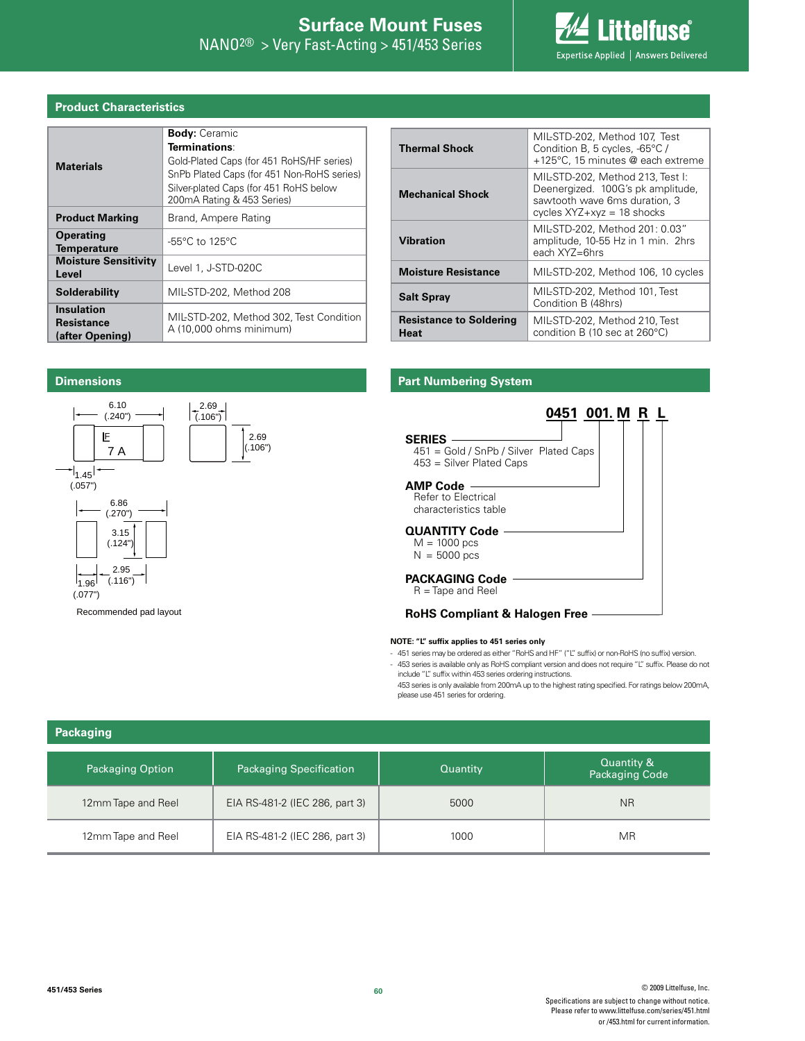## Product Characteristics

| | |
|---|---|
| **Materials** | **Body:** Ceramic<br>**Terminations**:<br>Gold-Plated Caps (for 451 RoHS/HF series)<br>SnPb Plated Caps (for 451 Non-RoHS series)<br>Silver-plated Caps (for 451 RoHS below 200mA Rating & 453 Series) |
| **Product Marking** | Brand, Ampere Rating |
| **Operating Temperature** | -55°C to 125°C |
| **Moisture Sensitivity Level** | Level 1, J-STD-020C |
| **Solderability** | MIL-STD-202, Method 208 |
| **Insulation Resistance (after Opening)** | MIL-STD-202, Method 302, Test Condition A (10,000 ohms minimum) |

| | |
|---|---|
| **Thermal Shock** | MIL-STD-202, Method 107, Test Condition B, 5 cycles, -65°C / +125°C, 15 minutes @ each extreme |
| **Mechanical Shock** | MIL-STD-202, Method 213, Test I: Deenergized. 100G's pk amplitude, sawtooth wave 6ms duration, 3 cycles XYZ+xyz = 18 shocks |
| **Vibration** | MIL-STD-202, Method 201: 0.03" amplitude, 10-55 Hz in 1 min. 2hrs each XYZ=6hrs |
| **Moisture Resistance** | MIL-STD-202, Method 106, 10 cycles |
| **Salt Spray** | MIL-STD-202, Method 101, Test Condition B (48hrs) |
| **Resistance to Soldering Heat** | MIL-STD-202, Method 210, Test condition B (10 sec at 260°C) |

## Dimensions

6.10 (.240")
2.69 (.106")
2.69 (.106")
7 A
1.45 (.057")
6.86 (.270")
3.15 (.124")
2.95 (.116")
1.96 (.077")

Recommended pad layout

## Part Numbering System

**0451 001. M R L**

**SERIES**
451 = Gold / SnPb / Silver Plated Caps
453 = Silver Plated Caps

**AMP Code**
Refer to Electrical characteristics table

**QUANTITY Code**
M = 1000 pcs
N = 5000 pcs

**PACKAGING Code**
R = Tape and Reel

**RoHS Compliant & Halogen Free**

**NOTE: "L" suffix applies to 451 series only**

- 451 series may be ordered as either "RoHS and HF" ("L" suffix) or non-RoHS (no suffix) version.
- 453 series is available only as RoHS compliant version and does not require "L" suffix. Please do not include "L" suffix within 453 series ordering instructions.
  453 series is only available from 200mA up to the highest rating specified. For ratings below 200mA, please use 451 series for ordering.

## Packaging

| Packaging Option | Packaging Specification | Quantity | Quantity & Packaging Code |
|---|---|---|---|
| 12mm Tape and Reel | EIA RS-481-2 (IEC 286, part 3) | 5000 | NR |
| 12mm Tape and Reel | EIA RS-481-2 (IEC 286, part 3) | 1000 | MR |

© 2009 Littelfuse, Inc.
Specifications are subject to change without notice.
Please refer to www.littelfuse.com/series/451.html or /453.html for current information.